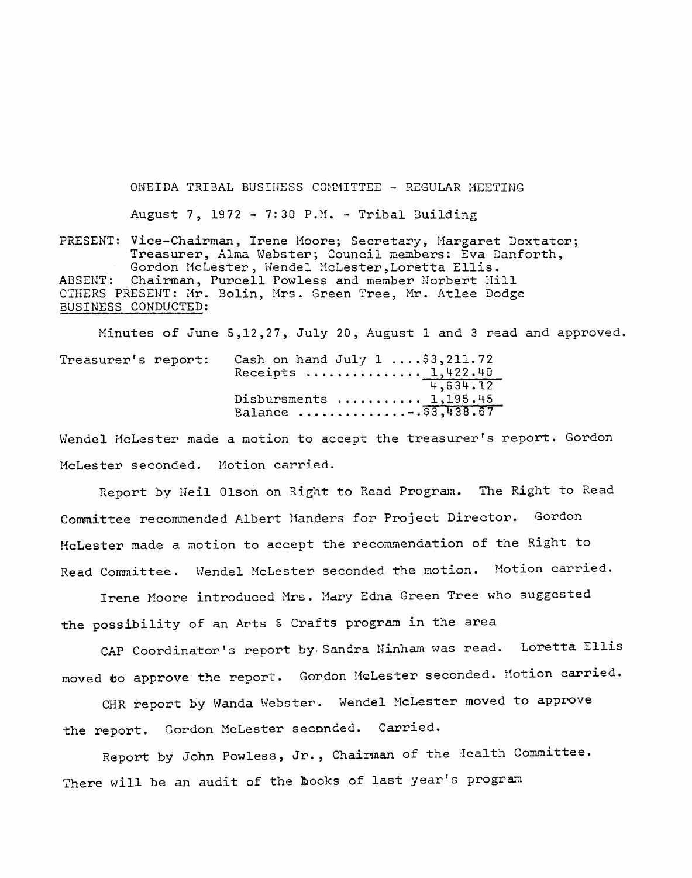ONEIDA TRIBAL BUSINESS COMMITTEE - REGULAR MEETING

August 7, 1972 - 7:30 P.M. - Tribal Building

PRESENT: Vice-Chairman, Irene Moore; Secretary, Margaret Doxtator; Treasurer, Alma Webster; Council members: Eva Danforth, Gordon McLester, Wendel McLester, Loretta Ellis.
ABSENT: Chairman, Purcell Powless and member Norbert Hill
OTHERS PRESENT: Mr. Bolin, Mrs. Green Tree, Mr. Atlee Dodge
<u>BUSINESS CONDUCTED:</u>

Minutes of June 5,12,27, July 20, August 1 and 3 read and approved.

Treasurer's report:

| | |
|---|---|
| Cash on hand July 1 .... | $3,211.72 |
| Receipts .............. | 1,422.40 |
| | 4,634.12 |
| Disbursments ........... | 1,195.45 |
| Balance .............- | $3,438.67 |

Wendel McLester made a motion to accept the treasurer's report. Gordon McLester seconded. Motion carried.

Report by Neil Olson on Right to Read Program. The Right to Read Committee recommended Albert Manders for Project Director. Gordon McLester made a motion to accept the recommendation of the Right to Read Committee. Wendel McLester seconded the motion. Motion carried.

Irene Moore introduced Mrs. Mary Edna Green Tree who suggested the possibility of an Arts & Crafts program in the area

CAP Coordinator's report by Sandra Ninham was read. Loretta Ellis moved to approve the report. Gordon McLester seconded. Motion carried.

CHR report by Wanda Webster. Wendel McLester moved to approve the report. Gordon McLester seconded. Carried.

Report by John Powless, Jr., Chairman of the Health Committee. There will be an audit of the books of last year's program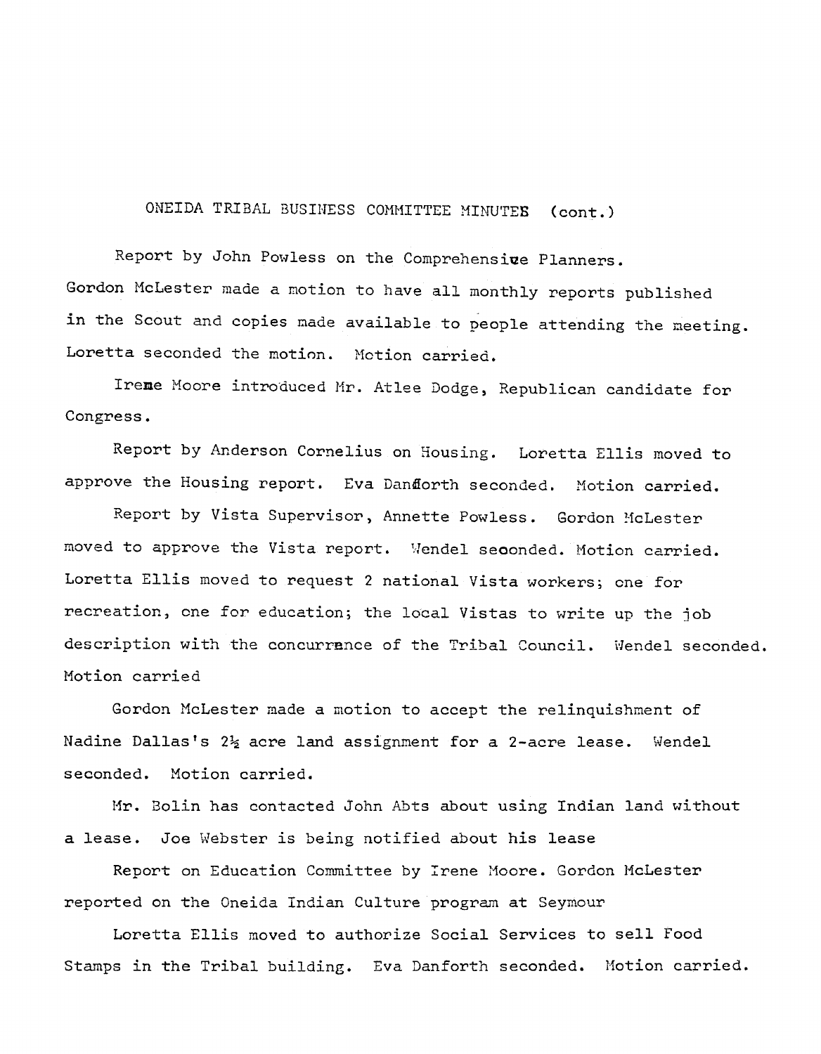ONEIDA TRIBAL BUSINESS COMMITTEE MINUTES (cont.)

Report by John Powless on the Comprehensive Planners. Gordon McLester made a motion to have all monthly reports published in the Scout and copies made available to people attending the meeting. Loretta seconded the motion. Motion carried.

Irene Moore introduced Mr. Atlee Dodge, Republican candidate for Congress.

Report by Anderson Cornelius on Housing. Loretta Ellis moved to approve the Housing report. Eva Danforth seconded. Motion carried.

Report by Vista Supervisor, Annette Powless. Gordon McLester moved to approve the Vista report. Wendel seconded. Motion carried. Loretta Ellis moved to request 2 national Vista workers; one for recreation, one for education; the local Vistas to write up the job description with the concurrence of the Tribal Council. Wendel seconded. Motion carried

Gordon McLester made a motion to accept the relinquishment of Nadine Dallas's 2½ acre land assignment for a 2-acre lease. Wendel seconded. Motion carried.

Mr. Bolin has contacted John Abts about using Indian land without a lease. Joe Webster is being notified about his lease

Report on Education Committee by Irene Moore. Gordon McLester reported on the Oneida Indian Culture program at Seymour

Loretta Ellis moved to authorize Social Services to sell Food Stamps in the Tribal building. Eva Danforth seconded. Motion carried.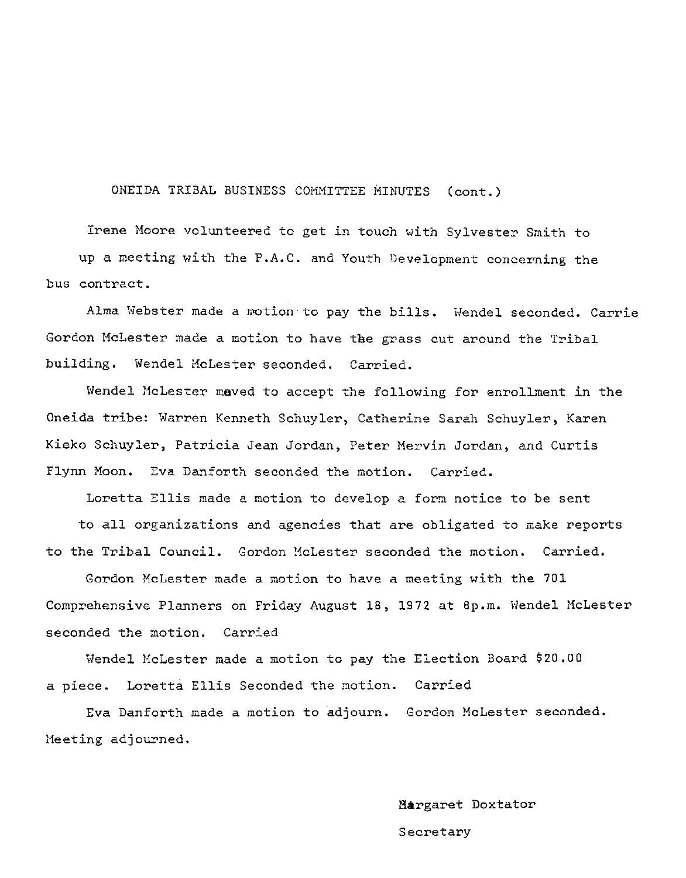ONEIDA TRIBAL BUSINESS COMMITTEE MINUTES (cont.)

Irene Moore volunteered to get in touch with Sylvester Smith to up a meeting with the P.A.C. and Youth Development concerning the bus contract.

Alma Webster made a motion to pay the bills. Wendel seconded. Carrie Gordon McLester made a motion to have the grass cut around the Tribal building. Wendel McLester seconded. Carried.

Wendel McLester moved to accept the following for enrollment in the Oneida tribe: Warren Kenneth Schuyler, Catherine Sarah Schuyler, Karen Kieko Schuyler, Patricia Jean Jordan, Peter Mervin Jordan, and Curtis Flynn Moon. Eva Danforth seconded the motion. Carried.

Loretta Ellis made a motion to develop a form notice to be sent to all organizations and agencies that are obligated to make reports to the Tribal Council. Gordon McLester seconded the motion. Carried.

Gordon McLester made a motion to have a meeting with the 701 Comprehensive Planners on Friday August 18, 1972 at 8p.m. Wendel McLester seconded the motion. Carried

Wendel McLester made a motion to pay the Election Board $20.00 a piece. Loretta Ellis Seconded the motion. Carried

Eva Danforth made a motion to adjourn. Gordon McLester seconded. Meeting adjourned.

Margaret Doxtator

Secretary